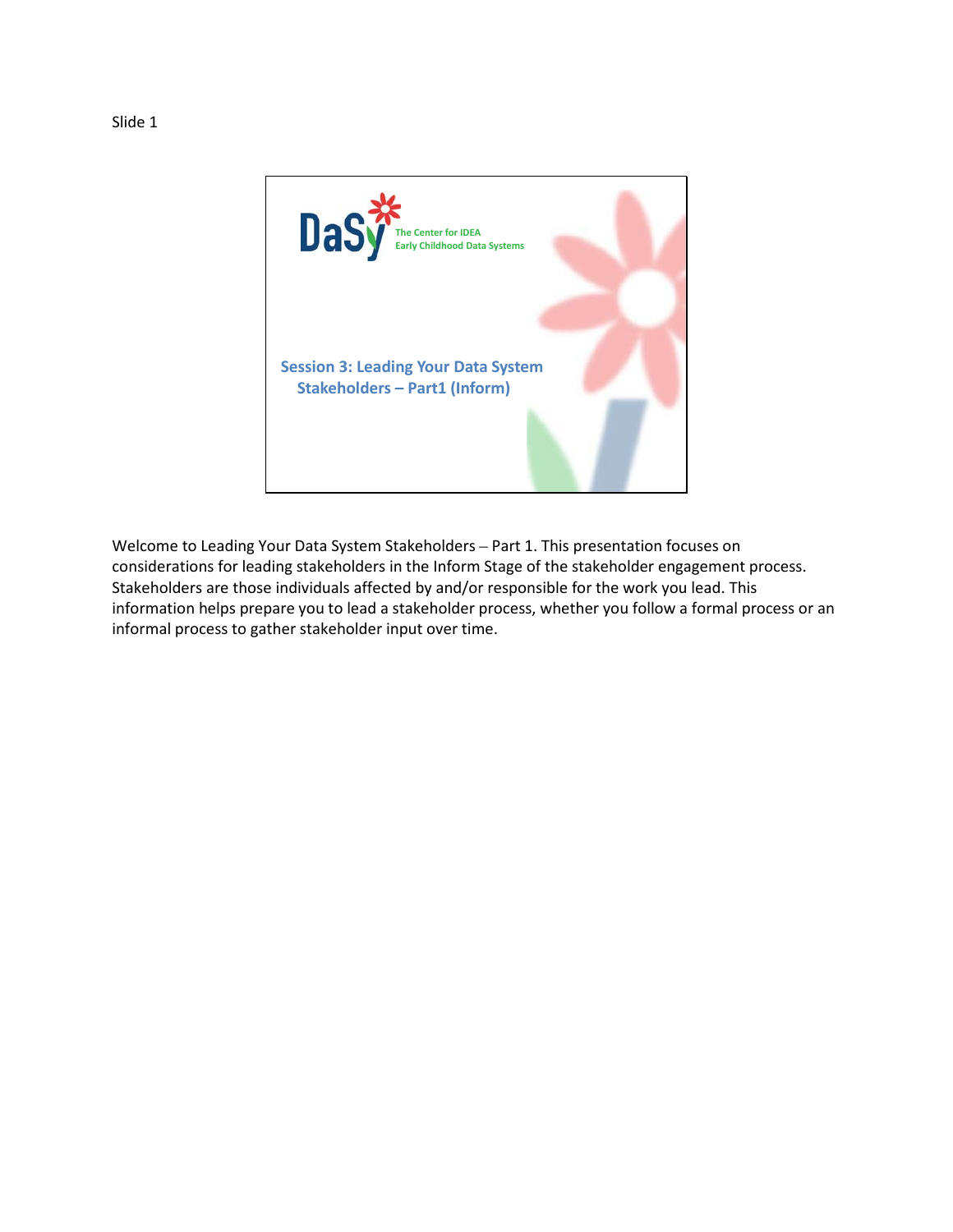Slide 1

DaSy

The Center for IDEA Early Childhood Data Systems

**Session 3: Leading Your Data System Stakeholders – Part1 (Inform)**

Welcome to Leading Your Data System Stakeholders – Part 1. This presentation focuses on considerations for leading stakeholders in the Inform Stage of the stakeholder engagement process. Stakeholders are those individuals affected by and/or responsible for the work you lead. This information helps prepare you to lead a stakeholder process, whether you follow a formal process or an informal process to gather stakeholder input over time.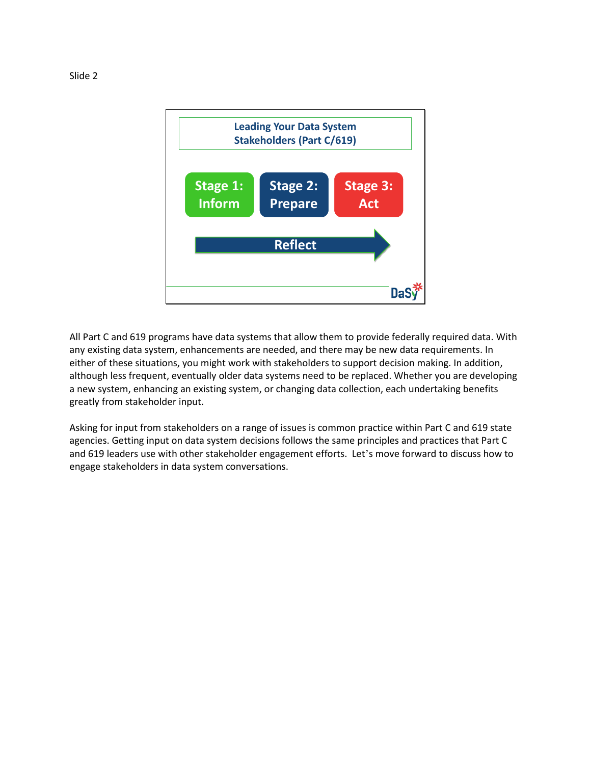Slide 2

**Leading Your Data System Stakeholders (Part C/619)**

Stage 1: Inform

Stage 2: Prepare

Stage 3: Act

Reflect

All Part C and 619 programs have data systems that allow them to provide federally required data. With any existing data system, enhancements are needed, and there may be new data requirements. In either of these situations, you might work with stakeholders to support decision making. In addition, although less frequent, eventually older data systems need to be replaced. Whether you are developing a new system, enhancing an existing system, or changing data collection, each undertaking benefits greatly from stakeholder input.

Asking for input from stakeholders on a range of issues is common practice within Part C and 619 state agencies. Getting input on data system decisions follows the same principles and practices that Part C and 619 leaders use with other stakeholder engagement efforts. Let's move forward to discuss how to engage stakeholders in data system conversations.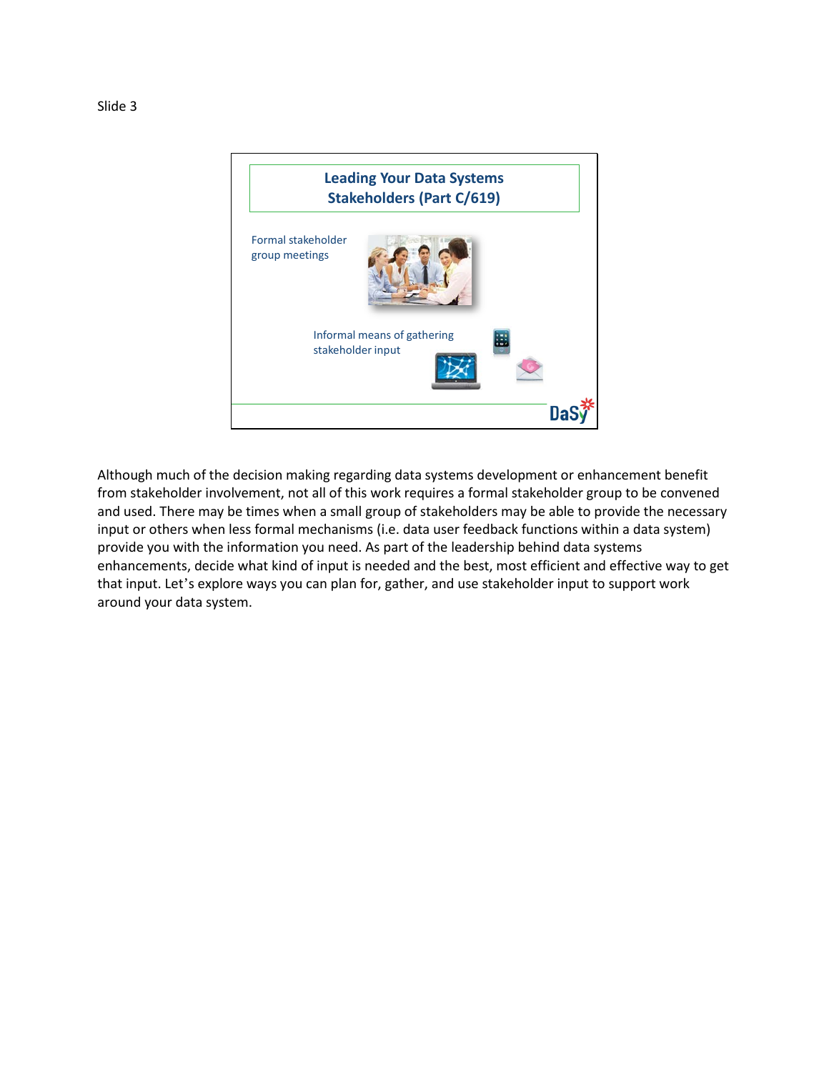Slide 3

## Leading Your Data Systems Stakeholders (Part C/619)

Formal stakeholder group meetings

Informal means of gathering stakeholder input

Although much of the decision making regarding data systems development or enhancement benefit from stakeholder involvement, not all of this work requires a formal stakeholder group to be convened and used. There may be times when a small group of stakeholders may be able to provide the necessary input or others when less formal mechanisms (i.e. data user feedback functions within a data system) provide you with the information you need. As part of the leadership behind data systems enhancements, decide what kind of input is needed and the best, most efficient and effective way to get that input. Let's explore ways you can plan for, gather, and use stakeholder input to support work around your data system.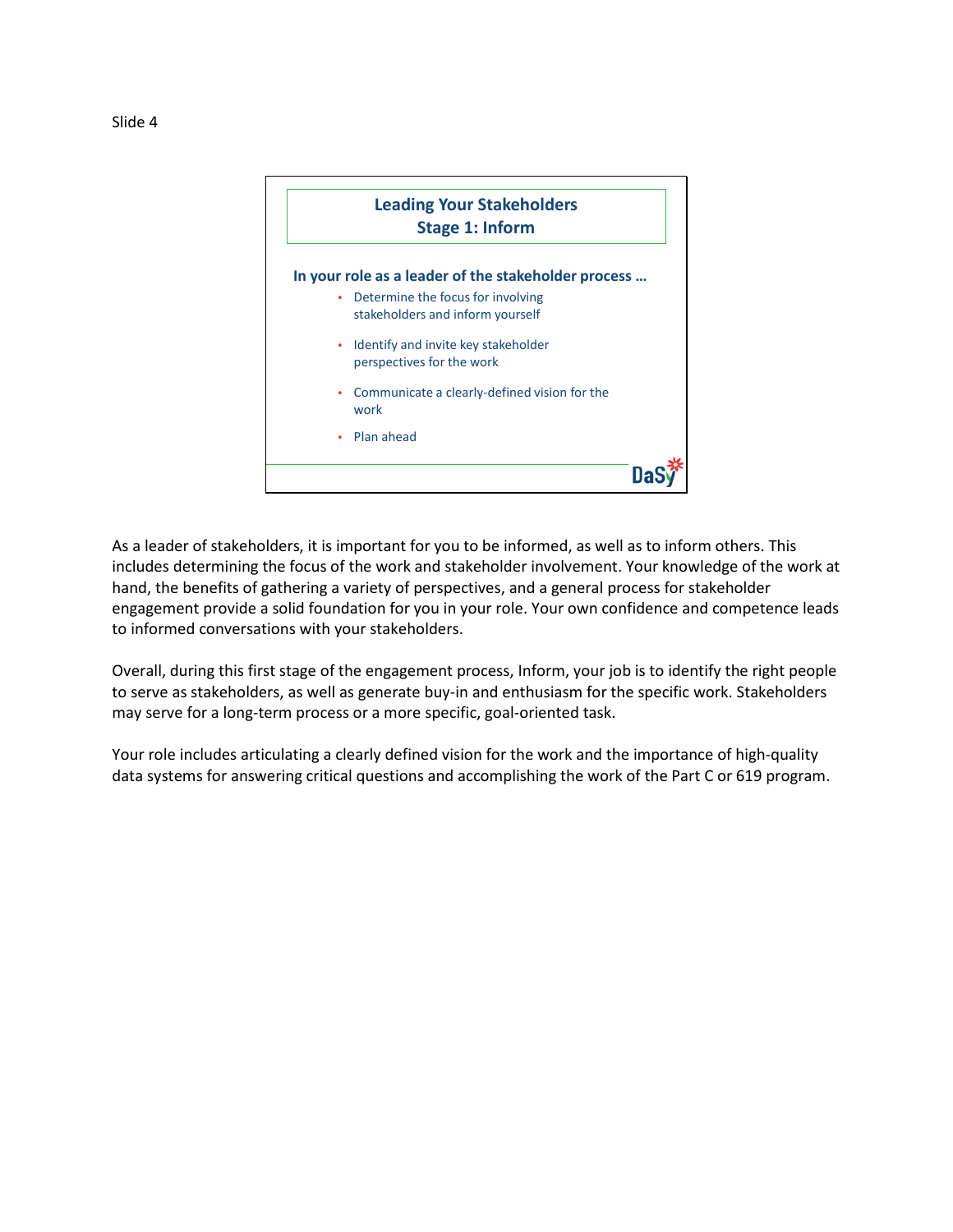Slide 4

## Leading Your Stakeholders
## Stage 1: Inform

**In your role as a leader of the stakeholder process …**

- Determine the focus for involving stakeholders and inform yourself
- Identify and invite key stakeholder perspectives for the work
- Communicate a clearly-defined vision for the work
- Plan ahead

DaSy

As a leader of stakeholders, it is important for you to be informed, as well as to inform others. This includes determining the focus of the work and stakeholder involvement. Your knowledge of the work at hand, the benefits of gathering a variety of perspectives, and a general process for stakeholder engagement provide a solid foundation for you in your role. Your own confidence and competence leads to informed conversations with your stakeholders.

Overall, during this first stage of the engagement process, Inform, your job is to identify the right people to serve as stakeholders, as well as generate buy-in and enthusiasm for the specific work. Stakeholders may serve for a long-term process or a more specific, goal-oriented task.

Your role includes articulating a clearly defined vision for the work and the importance of high-quality data systems for answering critical questions and accomplishing the work of the Part C or 619 program.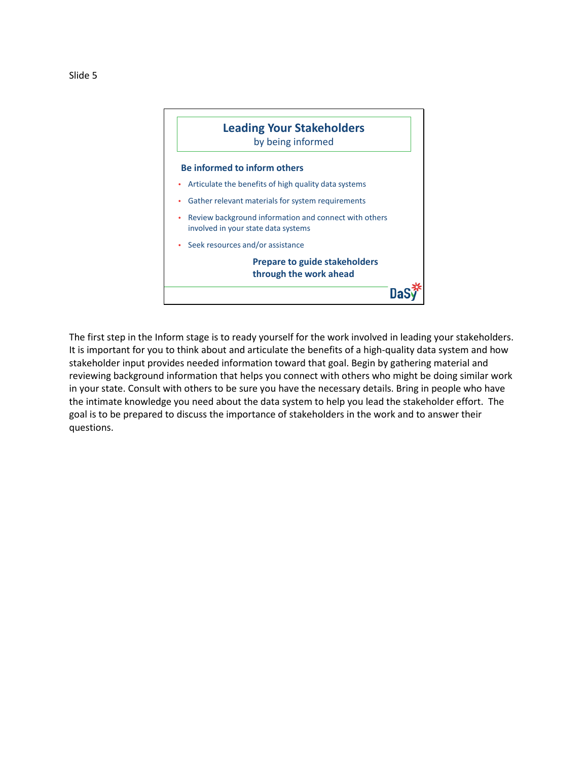Slide 5

## Leading Your Stakeholders
by being informed

**Be informed to inform others**

- Articulate the benefits of high quality data systems
- Gather relevant materials for system requirements
- Review background information and connect with others involved in your state data systems
- Seek resources and/or assistance

**Prepare to guide stakeholders through the work ahead**

DaSy

The first step in the Inform stage is to ready yourself for the work involved in leading your stakeholders. It is important for you to think about and articulate the benefits of a high-quality data system and how stakeholder input provides needed information toward that goal. Begin by gathering material and reviewing background information that helps you connect with others who might be doing similar work in your state. Consult with others to be sure you have the necessary details. Bring in people who have the intimate knowledge you need about the data system to help you lead the stakeholder effort. The goal is to be prepared to discuss the importance of stakeholders in the work and to answer their questions.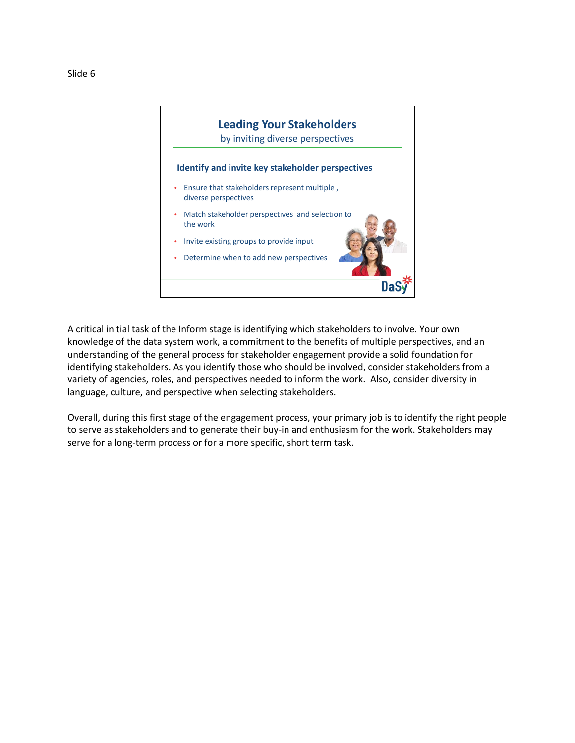Slide 6

## Leading Your Stakeholders
by inviting diverse perspectives

### Identify and invite key stakeholder perspectives

- Ensure that stakeholders represent multiple , diverse perspectives
- Match stakeholder perspectives and selection to the work
- Invite existing groups to provide input
- Determine when to add new perspectives

DaSy

A critical initial task of the Inform stage is identifying which stakeholders to involve. Your own knowledge of the data system work, a commitment to the benefits of multiple perspectives, and an understanding of the general process for stakeholder engagement provide a solid foundation for identifying stakeholders. As you identify those who should be involved, consider stakeholders from a variety of agencies, roles, and perspectives needed to inform the work. Also, consider diversity in language, culture, and perspective when selecting stakeholders.

Overall, during this first stage of the engagement process, your primary job is to identify the right people to serve as stakeholders and to generate their buy-in and enthusiasm for the work. Stakeholders may serve for a long-term process or for a more specific, short term task.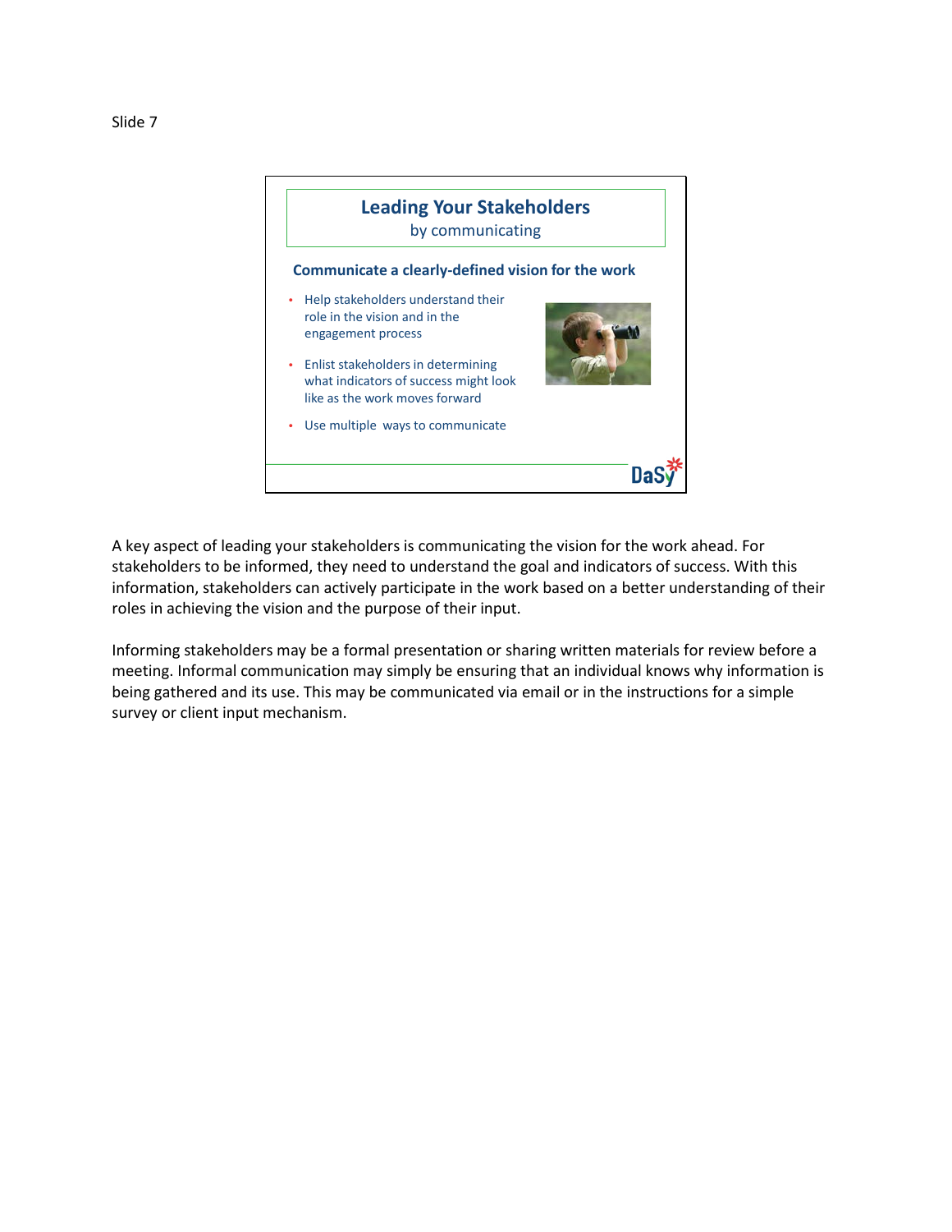Slide 7

## Leading Your Stakeholders

by communicating

### Communicate a clearly-defined vision for the work

- Help stakeholders understand their role in the vision and in the engagement process
- Enlist stakeholders in determining what indicators of success might look like as the work moves forward
- Use multiple ways to communicate

DaSy

A key aspect of leading your stakeholders is communicating the vision for the work ahead. For stakeholders to be informed, they need to understand the goal and indicators of success. With this information, stakeholders can actively participate in the work based on a better understanding of their roles in achieving the vision and the purpose of their input.

Informing stakeholders may be a formal presentation or sharing written materials for review before a meeting. Informal communication may simply be ensuring that an individual knows why information is being gathered and its use. This may be communicated via email or in the instructions for a simple survey or client input mechanism.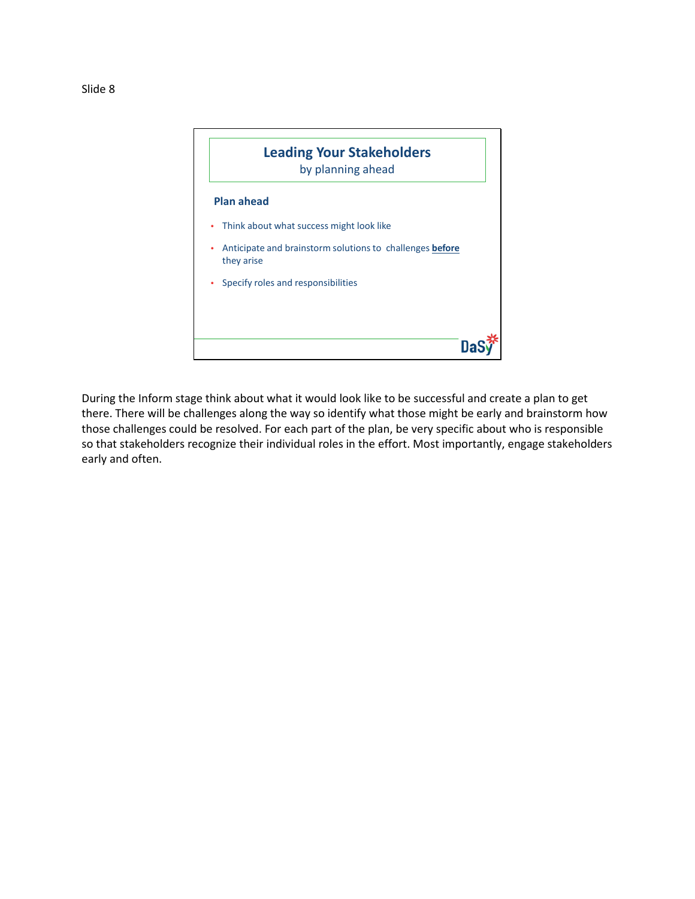Slide 8

## Leading Your Stakeholders
by planning ahead

**Plan ahead**

- Think about what success might look like
- Anticipate and brainstorm solutions to challenges **before** they arise
- Specify roles and responsibilities

DaSy

During the Inform stage think about what it would look like to be successful and create a plan to get there. There will be challenges along the way so identify what those might be early and brainstorm how those challenges could be resolved. For each part of the plan, be very specific about who is responsible so that stakeholders recognize their individual roles in the effort. Most importantly, engage stakeholders early and often.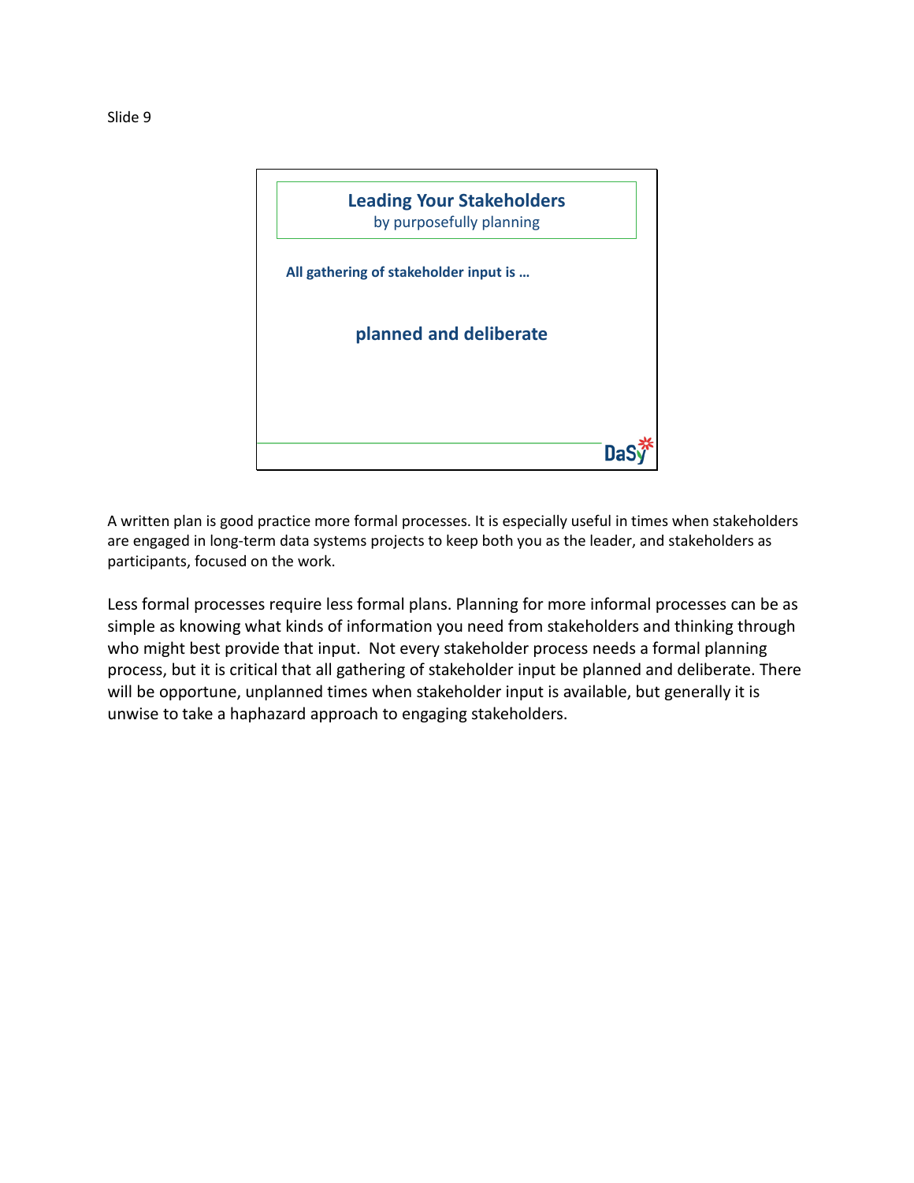Slide 9

**Leading Your Stakeholders**
by purposefully planning

**All gathering of stakeholder input is …**

**planned and deliberate**

DaSy

A written plan is good practice more formal processes. It is especially useful in times when stakeholders are engaged in long-term data systems projects to keep both you as the leader, and stakeholders as participants, focused on the work.

Less formal processes require less formal plans. Planning for more informal processes can be as simple as knowing what kinds of information you need from stakeholders and thinking through who might best provide that input. Not every stakeholder process needs a formal planning process, but it is critical that all gathering of stakeholder input be planned and deliberate. There will be opportune, unplanned times when stakeholder input is available, but generally it is unwise to take a haphazard approach to engaging stakeholders.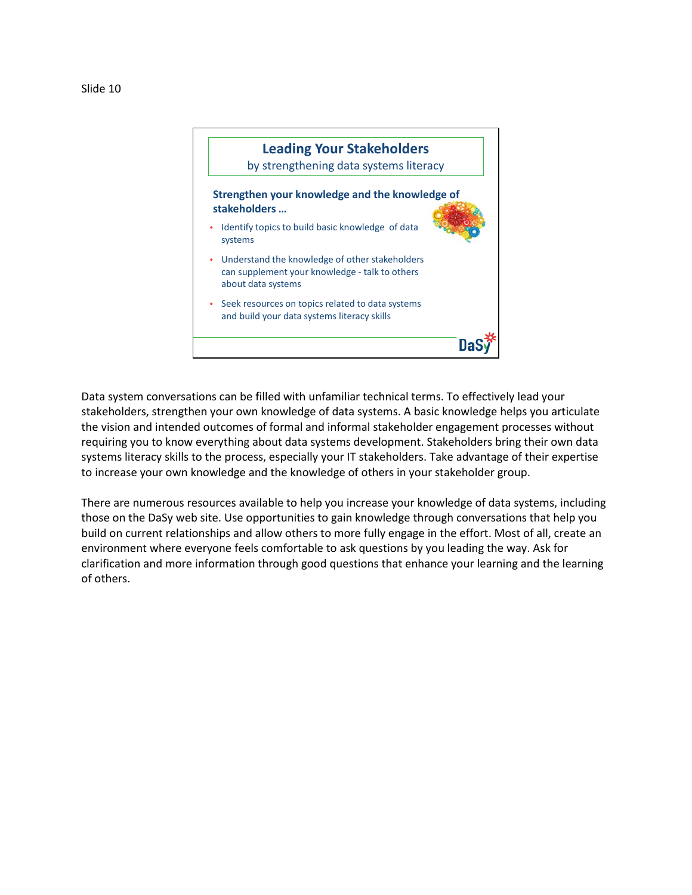Slide 10

## Leading Your Stakeholders

by strengthening data systems literacy

**Strengthen your knowledge and the knowledge of stakeholders …**

- Identify topics to build basic knowledge of data systems
- Understand the knowledge of other stakeholders can supplement your knowledge - talk to others about data systems
- Seek resources on topics related to data systems and build your data systems literacy skills

DaSy

Data system conversations can be filled with unfamiliar technical terms. To effectively lead your stakeholders, strengthen your own knowledge of data systems. A basic knowledge helps you articulate the vision and intended outcomes of formal and informal stakeholder engagement processes without requiring you to know everything about data systems development. Stakeholders bring their own data systems literacy skills to the process, especially your IT stakeholders. Take advantage of their expertise to increase your own knowledge and the knowledge of others in your stakeholder group.

There are numerous resources available to help you increase your knowledge of data systems, including those on the DaSy web site. Use opportunities to gain knowledge through conversations that help you build on current relationships and allow others to more fully engage in the effort. Most of all, create an environment where everyone feels comfortable to ask questions by you leading the way. Ask for clarification and more information through good questions that enhance your learning and the learning of others.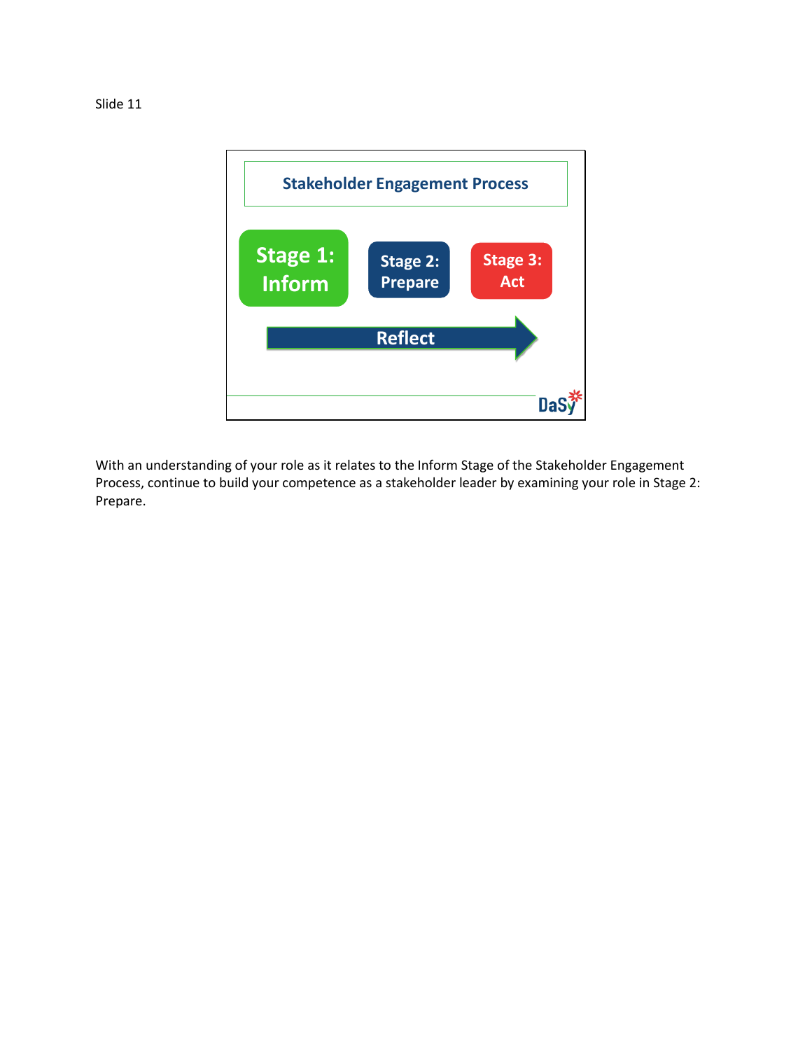Slide 11

Stakeholder Engagement Process

Stage 1: Inform

Stage 2: Prepare

Stage 3: Act

Reflect

DaSy

With an understanding of your role as it relates to the Inform Stage of the Stakeholder Engagement Process, continue to build your competence as a stakeholder leader by examining your role in Stage 2: Prepare.